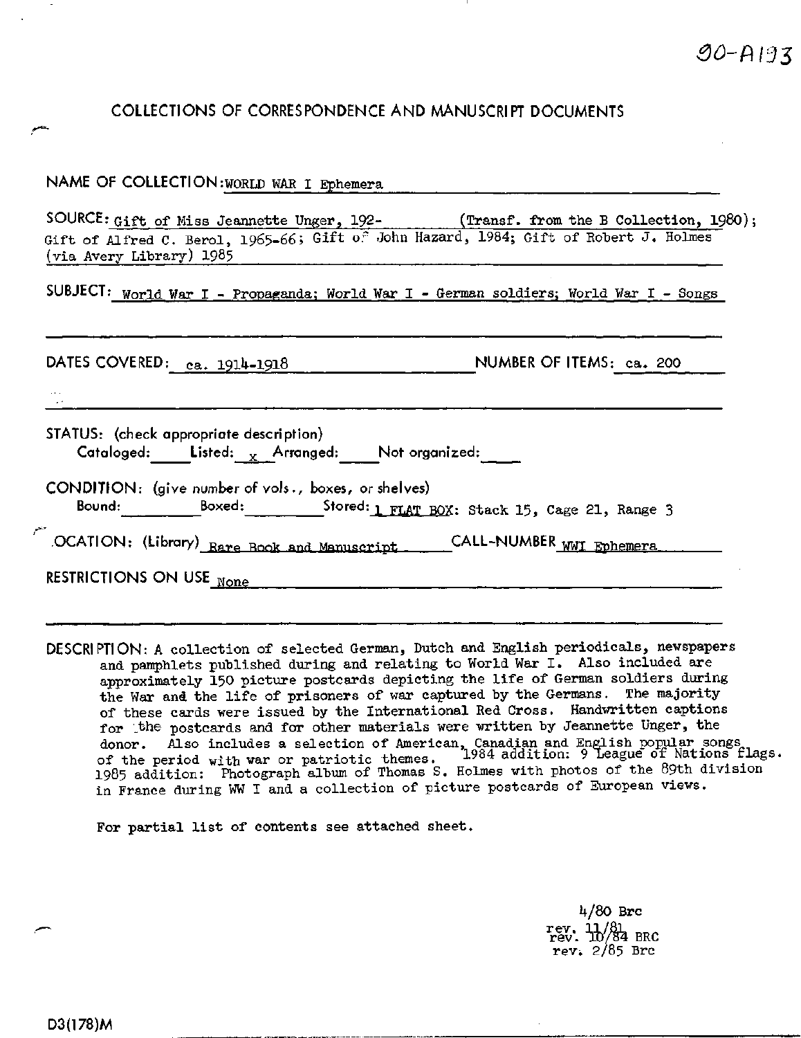90-A193

# COLLECTIONS OF CORRESPONDENCE AND MANUSCRIPT DOCUMENTS

NAME OF COLLECTION: WORLD WAR I Ephemera

SOURCE: Gift of Miss Jeannette Unger, 192- (Transf. from the B Collection, 1980); Gift of Alfred C. Berol, 1965-66; Gift of John Hazard, 1984; Gift of Robert J. Holmes (via Avery Library) 1985

SUBJECT: World War I - Propaganda; World War I - German soldiers; World War I - Songs

DATES COVERED: ca. 1914-1918 NUMBER OF ITEMS: ca. 200

STATUS: (check appropriate description)
Cataloged: ____ Listed: x Arranged: ____ Not organized: ____

CONDITION: (give number of vols., boxes, or shelves)
Bound: ____ Boxed: ____ Stored: 1 FLAT BOX: Stack 15, Cage 21, Range 3

LOCATION: (Library) Rare Book and Manuscript CALL-NUMBER WWI Ephemera

RESTRICTIONS ON USE None

DESCRIPTION: A collection of selected German, Dutch and English periodicals, newspapers and pamphlets published during and relating to World War I. Also included are approximately 150 picture postcards depicting the life of German soldiers during the War and the life of prisoners of war captured by the Germans. The majority of these cards were issued by the International Red Cross. Handwritten captions for the postcards and for other materials were written by Jeannette Unger, the donor. Also includes a selection of American, Canadian and English popular songs of the period with war or patriotic themes. 1984 addition: 9 League of Nations flags. 1985 addition: Photograph album of Thomas S. Holmes with photos of the 89th division in France during WW I and a collection of picture postcards of European views.

For partial list of contents see attached sheet.

4/80 Brc
rev. 11/81
rev. 10/84 BRC
rev. 2/85 Brc

D3(178)M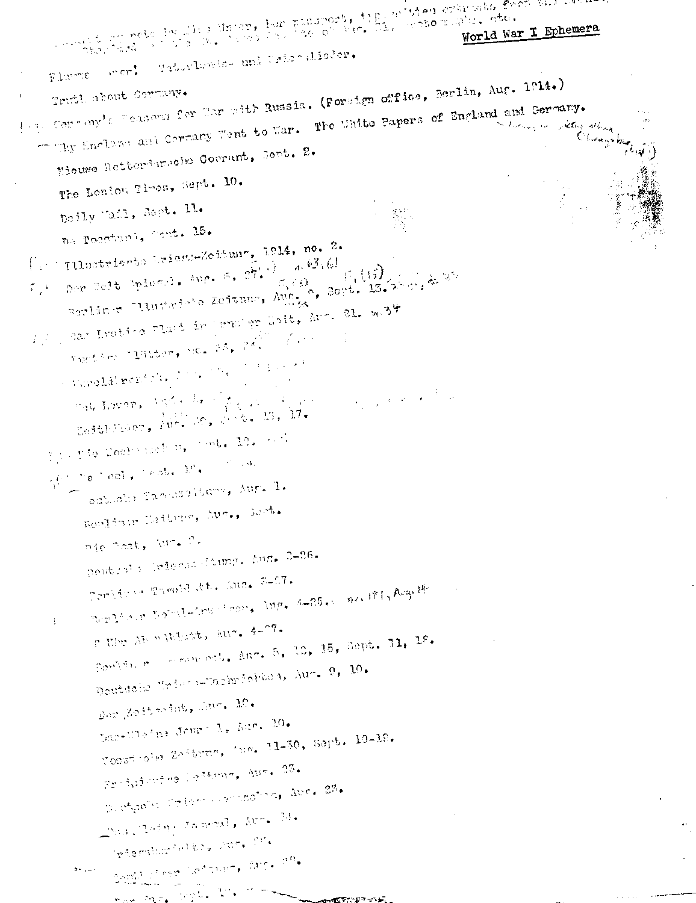World War I Ephemera

Flamme empor! Vaterlands- und Kriegslieder.

Truth about Germany.

Germany's Reasons for War with Russia. (Foreign office, Berlin, Aug. 1914.)

Why England and Germany Went to War. The White Papers of England and Germany.

Nieuwe Rotterdamsche Courant, Sept. 2.

The London Times, Sept. 10.

Daily Mail, Sept. 11.

De Toestand, Sept. 15.

Illustrierte Kriegs-Zeitung, 1914, no. 2.

Der Welt Spiegel, Aug. 6, 27. no. 63, 61

Berliner Illustrirte Zeitung, Aug. 9, Sept. 13.

Das Lustige Blatt in ernster Zeit, Aug. 21. no. 34

Lustige Blätter, no. 33, 34.

Simplicissimus, Aug.

Het Leven, Sept. 4,

Zeitbilder, Aug. 30, Sept. 13, 17.

Die Hochwacht, Sept. 13.

De Tool, Sept. 19.

Deutsche Tageszeitung, Aug. 1.

Berliner Zeitung, Aug., Sept.

Die Post, Aug. 2.

Deutsche Kriegs-Zeitung, Aug. 2-26.

Berliner Tageblatt, Aug. 2-27.

Berliner Lokal-Anzeiger, Aug. 4-25. no. 171, Aug. 14

8 Uhr Abendblatt, Aug. 4-27.

Deutscher Reichsanzeiger, Aug. 5, 12, 15, Sept. 11, 18.

Deutsche Kriegs-Nachrichten, Aug. 9, 10.

Der Zeitgeist, Aug. 10.

Das Kleine Journal, Aug. 20.

Vossische Zeitung, Aug. 11-30, Sept. 10-18.

Frankfurter Zeitung, Aug. 23.

Stuttgarter Kriegs-Ausgabe, Aug. 23.

Das Kleine Journal, Aug. 24.

Kriegsberichte, Aug. 28.

Norddeutsche Zeitung, Aug. 28.

Sept. 17.